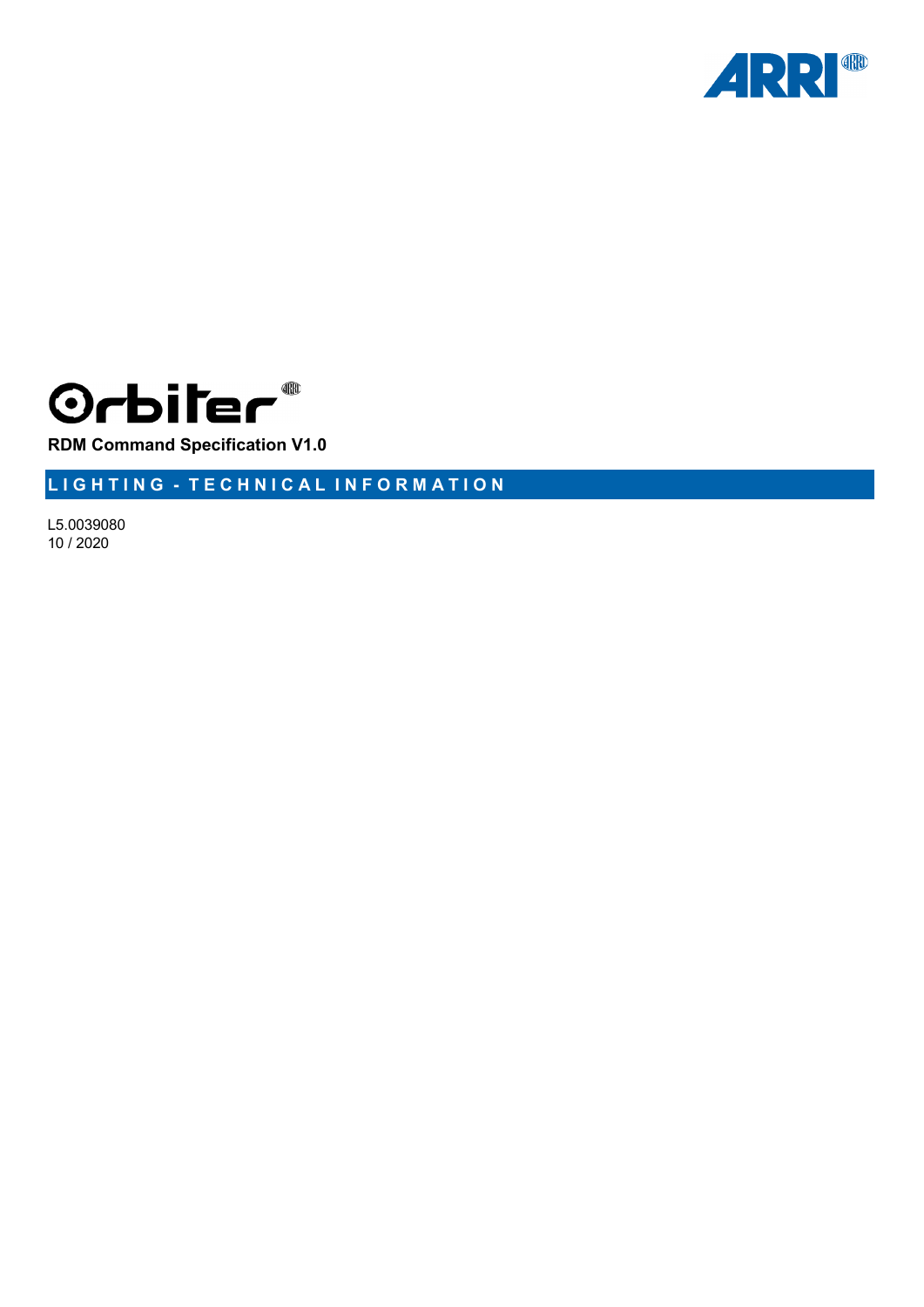# Orbiter

**RDM Command Specification V1.0**

## LIGHTING - TECHNICAL INFORMATION

L5.0039080
10 / 2020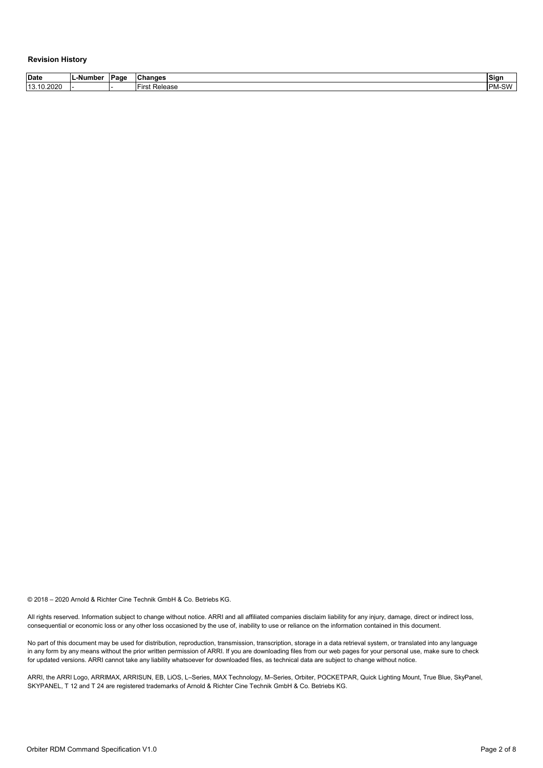**Revision History**

| Date | L-Number | Page | Changes | Sign |
|---|---|---|---|---|
| 13.10.2020 | - | - | First Release | PM-SW |

© 2018 – 2020 Arnold & Richter Cine Technik GmbH & Co. Betriebs KG.

All rights reserved. Information subject to change without notice. ARRI and all affiliated companies disclaim liability for any injury, damage, direct or indirect loss, consequential or economic loss or any other loss occasioned by the use of, inability to use or reliance on the information contained in this document.

No part of this document may be used for distribution, reproduction, transmission, transcription, storage in a data retrieval system, or translated into any language in any form by any means without the prior written permission of ARRI. If you are downloading files from our web pages for your personal use, make sure to check for updated versions. ARRI cannot take any liability whatsoever for downloaded files, as technical data are subject to change without notice.

ARRI, the ARRI Logo, ARRIMAX, ARRISUN, EB, LiOS, L–Series, MAX Technology, M–Series, Orbiter, POCKETPAR, Quick Lighting Mount, True Blue, SkyPanel, SKYPANEL, T 12 and T 24 are registered trademarks of Arnold & Richter Cine Technik GmbH & Co. Betriebs KG.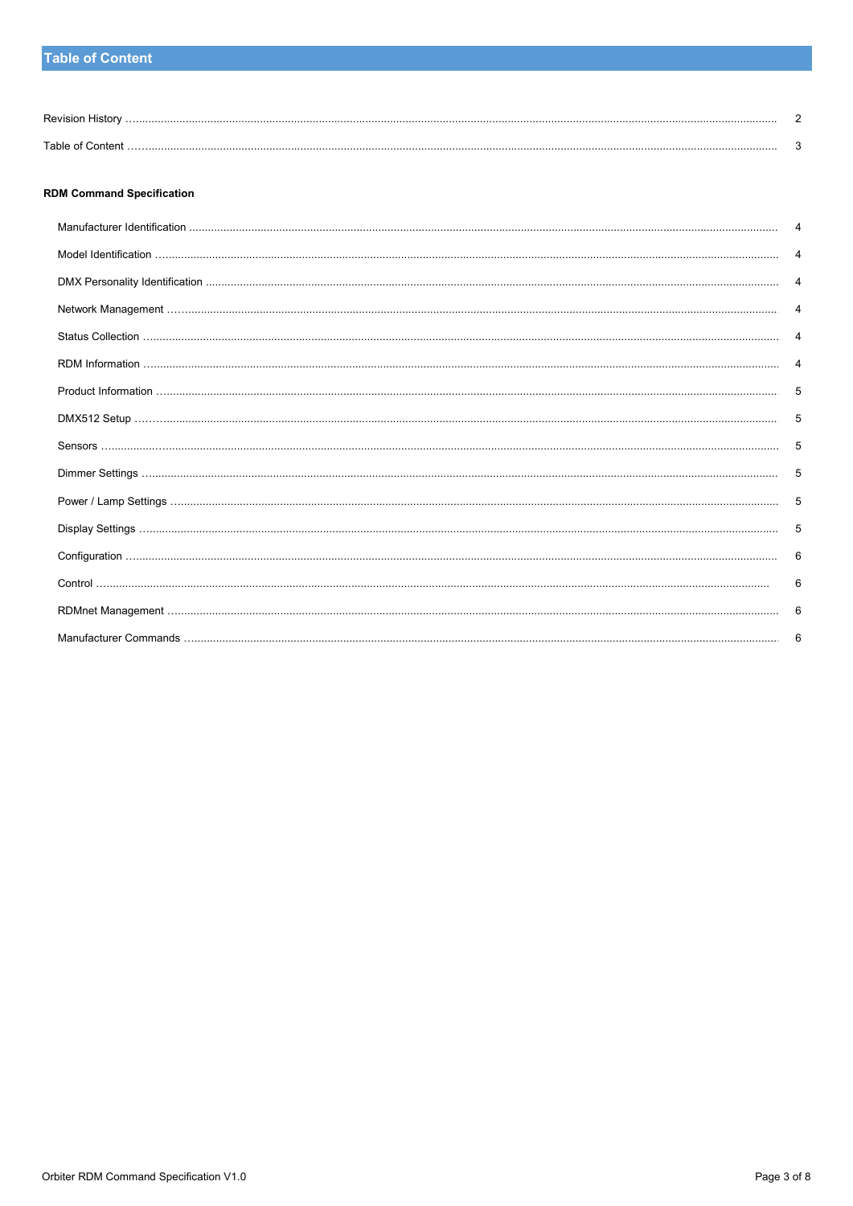# Table of Content

| | |
|---|---|
| Revision History | 2 |
| Table of Content | 3 |

**RDM Command Specification**

| | |
|---|---|
| Manufacturer Identification | 4 |
| Model Identification | 4 |
| DMX Personality Identification | 4 |
| Network Management | 4 |
| Status Collection | 4 |
| RDM Information | 4 |
| Product Information | 5 |
| DMX512 Setup | 5 |
| Sensors | 5 |
| Dimmer Settings | 5 |
| Power / Lamp Settings | 5 |
| Display Settings | 5 |
| Configuration | 6 |
| Control | 6 |
| RDMnet Management | 6 |
| Manufacturer Commands | 6 |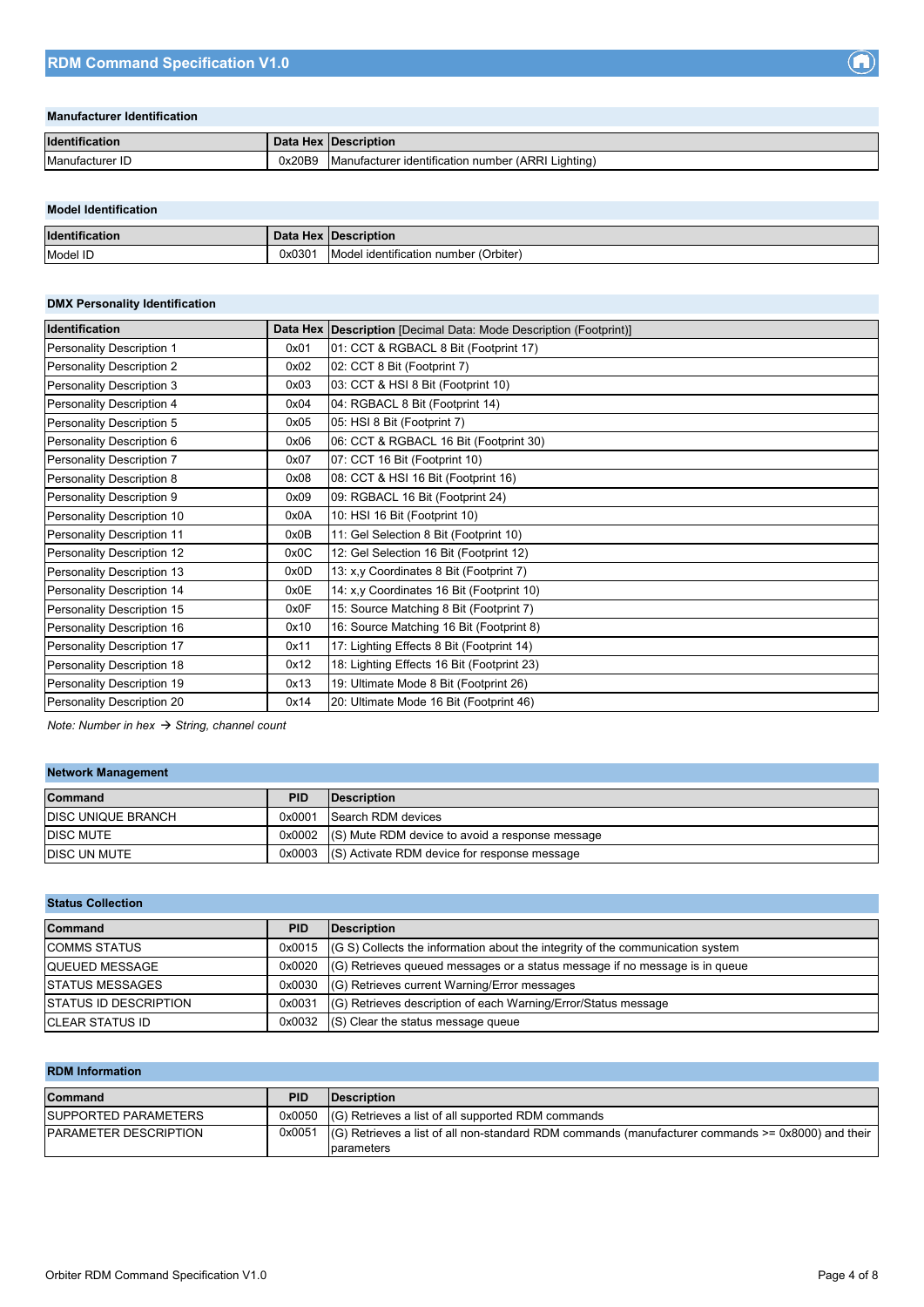## Manufacturer Identification

| Identification | Data Hex | Description |
|---|---|---|
| Manufacturer ID | 0x20B9 | Manufacturer identification number (ARRI Lighting) |

## Model Identification

| Identification | Data Hex | Description |
|---|---|---|
| Model ID | 0x0301 | Model identification number (Orbiter) |

## DMX Personality Identification

| Identification | Data Hex | **Description** [Decimal Data: Mode Description (Footprint)] |
|---|---|---|
| Personality Description 1 | 0x01 | 01: CCT & RGBACL 8 Bit (Footprint 17) |
| Personality Description 2 | 0x02 | 02: CCT 8 Bit (Footprint 7) |
| Personality Description 3 | 0x03 | 03: CCT & HSI 8 Bit (Footprint 10) |
| Personality Description 4 | 0x04 | 04: RGBACL 8 Bit (Footprint 14) |
| Personality Description 5 | 0x05 | 05: HSI 8 Bit (Footprint 7) |
| Personality Description 6 | 0x06 | 06: CCT & RGBACL 16 Bit (Footprint 30) |
| Personality Description 7 | 0x07 | 07: CCT 16 Bit (Footprint 10) |
| Personality Description 8 | 0x08 | 08: CCT & HSI 16 Bit (Footprint 16) |
| Personality Description 9 | 0x09 | 09: RGBACL 16 Bit (Footprint 24) |
| Personality Description 10 | 0x0A | 10: HSI 16 Bit (Footprint 10) |
| Personality Description 11 | 0x0B | 11: Gel Selection 8 Bit (Footprint 10) |
| Personality Description 12 | 0x0C | 12: Gel Selection 16 Bit (Footprint 12) |
| Personality Description 13 | 0x0D | 13: x,y Coordinates 8 Bit (Footprint 7) |
| Personality Description 14 | 0x0E | 14: x,y Coordinates 16 Bit (Footprint 10) |
| Personality Description 15 | 0x0F | 15: Source Matching 8 Bit (Footprint 7) |
| Personality Description 16 | 0x10 | 16: Source Matching 16 Bit (Footprint 8) |
| Personality Description 17 | 0x11 | 17: Lighting Effects 8 Bit (Footprint 14) |
| Personality Description 18 | 0x12 | 18: Lighting Effects 16 Bit (Footprint 23) |
| Personality Description 19 | 0x13 | 19: Ultimate Mode 8 Bit (Footprint 26) |
| Personality Description 20 | 0x14 | 20: Ultimate Mode 16 Bit (Footprint 46) |

*Note: Number in hex → String, channel count*

## Network Management

| Command | PID | Description |
|---|---|---|
| DISC UNIQUE BRANCH | 0x0001 | Search RDM devices |
| DISC MUTE | 0x0002 | (S) Mute RDM device to avoid a response message |
| DISC UN MUTE | 0x0003 | (S) Activate RDM device for response message |

## Status Collection

| Command | PID | Description |
|---|---|---|
| COMMS STATUS | 0x0015 | (G S) Collects the information about the integrity of the communication system |
| QUEUED MESSAGE | 0x0020 | (G) Retrieves queued messages or a status message if no message is in queue |
| STATUS MESSAGES | 0x0030 | (G) Retrieves current Warning/Error messages |
| STATUS ID DESCRIPTION | 0x0031 | (G) Retrieves description of each Warning/Error/Status message |
| CLEAR STATUS ID | 0x0032 | (S) Clear the status message queue |

## RDM Information

| Command | PID | Description |
|---|---|---|
| SUPPORTED PARAMETERS | 0x0050 | (G) Retrieves a list of all supported RDM commands |
| PARAMETER DESCRIPTION | 0x0051 | (G) Retrieves a list of all non-standard RDM commands (manufacturer commands >= 0x8000) and their parameters |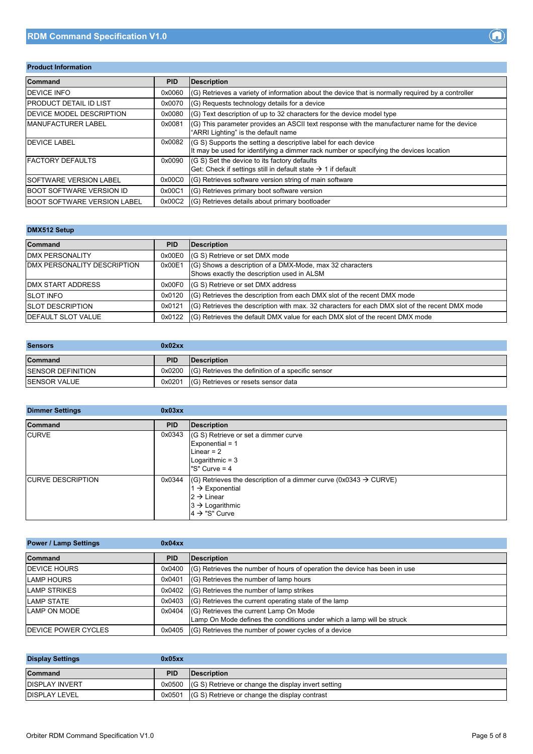## Product Information

| Command | PID | Description |
|---|---|---|
| DEVICE INFO | 0x0060 | (G) Retrieves a variety of information about the device that is normally required by a controller |
| PRODUCT DETAIL ID LIST | 0x0070 | (G) Requests technology details for a device |
| DEVICE MODEL DESCRIPTION | 0x0080 | (G) Text description of up to 32 characters for the device model type |
| MANUFACTURER LABEL | 0x0081 | (G) This parameter provides an ASCII text response with the manufacturer name for the device<br>“ARRI Lighting” is the default name |
| DEVICE LABEL | 0x0082 | (G S) Supports the setting a descriptive label for each device<br>It may be used for identifying a dimmer rack number or specifying the devices location |
| FACTORY DEFAULTS | 0x0090 | (G S) Set the device to its factory defaults<br>Get: Check if settings still in default state → 1 if default |
| SOFTWARE VERSION LABEL | 0x00C0 | (G) Retrieves software version string of main software |
| BOOT SOFTWARE VERSION ID | 0x00C1 | (G) Retrieves primary boot software version |
| BOOT SOFTWARE VERSION LABEL | 0x00C2 | (G) Retrieves details about primary bootloader |

## DMX512 Setup

| Command | PID | Description |
|---|---|---|
| DMX PERSONALITY | 0x00E0 | (G S) Retrieve or set DMX mode |
| DMX PERSONALITY DESCRIPTION | 0x00E1 | (G) Shows a description of a DMX-Mode, max 32 characters<br>Shows exactly the description used in ALSM |
| DMX START ADDRESS | 0x00F0 | (G S) Retrieve or set DMX address |
| SLOT INFO | 0x0120 | (G) Retrieves the description from each DMX slot of the recent DMX mode |
| SLOT DESCRIPTION | 0x0121 | (G) Retrieves the description with max. 32 characters for each DMX slot of the recent DMX mode |
| DEFAULT SLOT VALUE | 0x0122 | (G) Retrieves the default DMX value for each DMX slot of the recent DMX mode |

## Sensors — 0x02xx

| Command | PID | Description |
|---|---|---|
| SENSOR DEFINITION | 0x0200 | (G) Retrieves the definition of a specific sensor |
| SENSOR VALUE | 0x0201 | (G) Retrieves or resets sensor data |

## Dimmer Settings — 0x03xx

| Command | PID | Description |
|---|---|---|
| CURVE | 0x0343 | (G S) Retrieve or set a dimmer curve<br>Exponential = 1<br>Linear = 2<br>Logarithmic = 3<br>"S" Curve = 4 |
| CURVE DESCRIPTION | 0x0344 | (G) Retrieves the description of a dimmer curve (0x0343 → CURVE)<br>1 → Exponential<br>2 → Linear<br>3 → Logarithmic<br>4 → "S" Curve |

## Power / Lamp Settings — 0x04xx

| Command | PID | Description |
|---|---|---|
| DEVICE HOURS | 0x0400 | (G) Retrieves the number of hours of operation the device has been in use |
| LAMP HOURS | 0x0401 | (G) Retrieves the number of lamp hours |
| LAMP STRIKES | 0x0402 | (G) Retrieves the number of lamp strikes |
| LAMP STATE | 0x0403 | (G) Retrieves the current operating state of the lamp |
| LAMP ON MODE | 0x0404 | (G) Retrieves the current Lamp On Mode<br>Lamp On Mode defines the conditions under which a lamp will be struck |
| DEVICE POWER CYCLES | 0x0405 | (G) Retrieves the number of power cycles of a device |

## Display Settings — 0x05xx

| Command | PID | Description |
|---|---|---|
| DISPLAY INVERT | 0x0500 | (G S) Retrieve or change the display invert setting |
| DISPLAY LEVEL | 0x0501 | (G S) Retrieve or change the display contrast |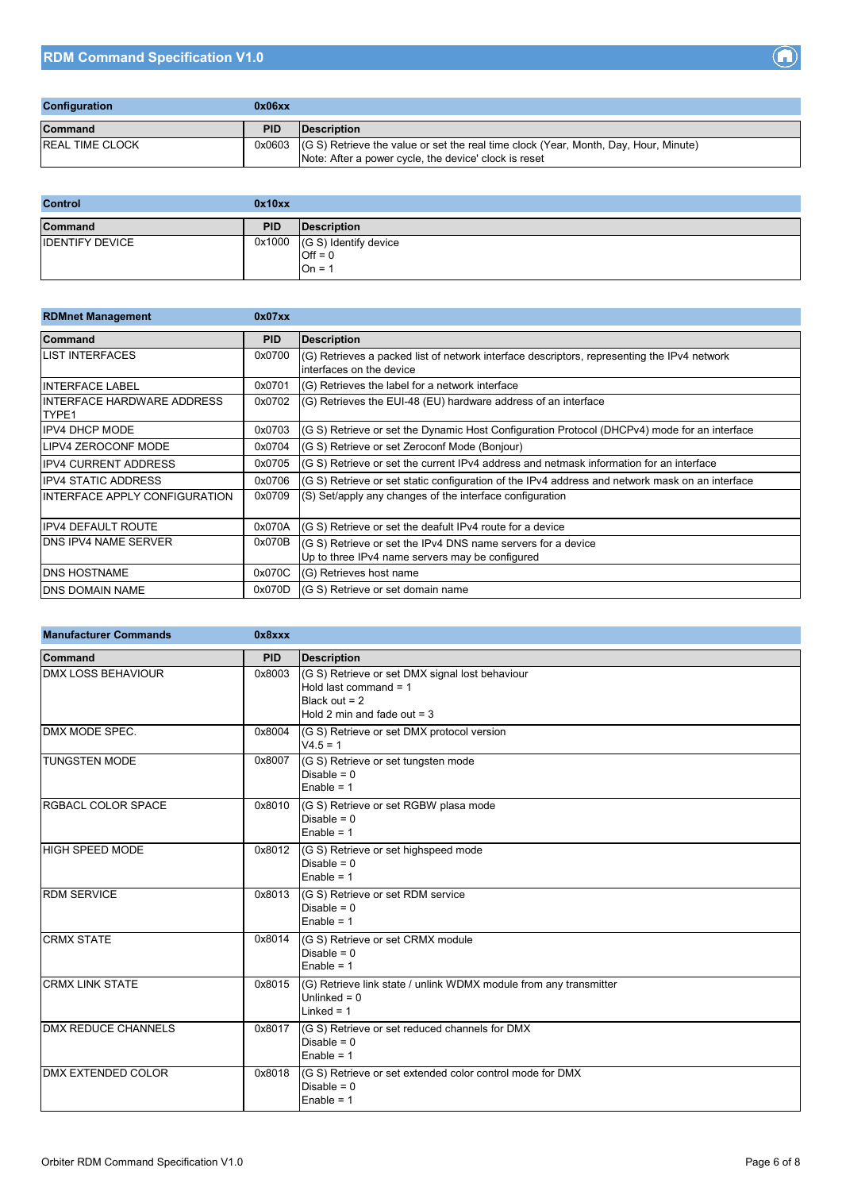| Configuration | 0x06xx | |
|---|---|---|
| **Command** | **PID** | **Description** |
| REAL TIME CLOCK | 0x0603 | (G S) Retrieve the value or set the real time clock (Year, Month, Day, Hour, Minute)<br>Note: After a power cycle, the device' clock is reset |

| Control | 0x10xx | |
|---|---|---|
| **Command** | **PID** | **Description** |
| IDENTIFY DEVICE | 0x1000 | (G S) Identify device<br>Off = 0<br>On = 1 |

| RDMnet Management | 0x07xx | |
|---|---|---|
| **Command** | **PID** | **Description** |
| LIST INTERFACES | 0x0700 | (G) Retrieves a packed list of network interface descriptors, representing the IPv4 network interfaces on the device |
| INTERFACE LABEL | 0x0701 | (G) Retrieves the label for a network interface |
| INTERFACE HARDWARE ADDRESS TYPE1 | 0x0702 | (G) Retrieves the EUI-48 (EU) hardware address of an interface |
| IPV4 DHCP MODE | 0x0703 | (G S) Retrieve or set the Dynamic Host Configuration Protocol (DHCPv4) mode for an interface |
| LIPV4 ZEROCONF MODE | 0x0704 | (G S) Retrieve or set Zeroconf Mode (Bonjour) |
| IPV4 CURRENT ADDRESS | 0x0705 | (G S) Retrieve or set the current IPv4 address and netmask information for an interface |
| IPV4 STATIC ADDRESS | 0x0706 | (G S) Retrieve or set static configuration of the IPv4 address and network mask on an interface |
| INTERFACE APPLY CONFIGURATION | 0x0709 | (S) Set/apply any changes of the interface configuration |
| IPV4 DEFAULT ROUTE | 0x070A | (G S) Retrieve or set the deafult IPv4 route for a device |
| DNS IPV4 NAME SERVER | 0x070B | (G S) Retrieve or set the IPv4 DNS name servers for a device<br>Up to three IPv4 name servers may be configured |
| DNS HOSTNAME | 0x070C | (G) Retrieves host name |
| DNS DOMAIN NAME | 0x070D | (G S) Retrieve or set domain name |

| Manufacturer Commands | 0x8xxx | |
|---|---|---|
| **Command** | **PID** | **Description** |
| DMX LOSS BEHAVIOUR | 0x8003 | (G S) Retrieve or set DMX signal lost behaviour<br>Hold last command = 1<br>Black out = 2<br>Hold 2 min and fade out = 3 |
| DMX MODE SPEC. | 0x8004 | (G S) Retrieve or set DMX protocol version<br>V4.5 = 1 |
| TUNGSTEN MODE | 0x8007 | (G S) Retrieve or set tungsten mode<br>Disable = 0<br>Enable = 1 |
| RGBACL COLOR SPACE | 0x8010 | (G S) Retrieve or set RGBW plasa mode<br>Disable = 0<br>Enable = 1 |
| HIGH SPEED MODE | 0x8012 | (G S) Retrieve or set highspeed mode<br>Disable = 0<br>Enable = 1 |
| RDM SERVICE | 0x8013 | (G S) Retrieve or set RDM service<br>Disable = 0<br>Enable = 1 |
| CRMX STATE | 0x8014 | (G S) Retrieve or set CRMX module<br>Disable = 0<br>Enable = 1 |
| CRMX LINK STATE | 0x8015 | (G) Retrieve link state / unlink WDMX module from any transmitter<br>Unlinked = 0<br>Linked = 1 |
| DMX REDUCE CHANNELS | 0x8017 | (G S) Retrieve or set reduced channels for DMX<br>Disable = 0<br>Enable = 1 |
| DMX EXTENDED COLOR | 0x8018 | (G S) Retrieve or set extended color control mode for DMX<br>Disable = 0<br>Enable = 1 |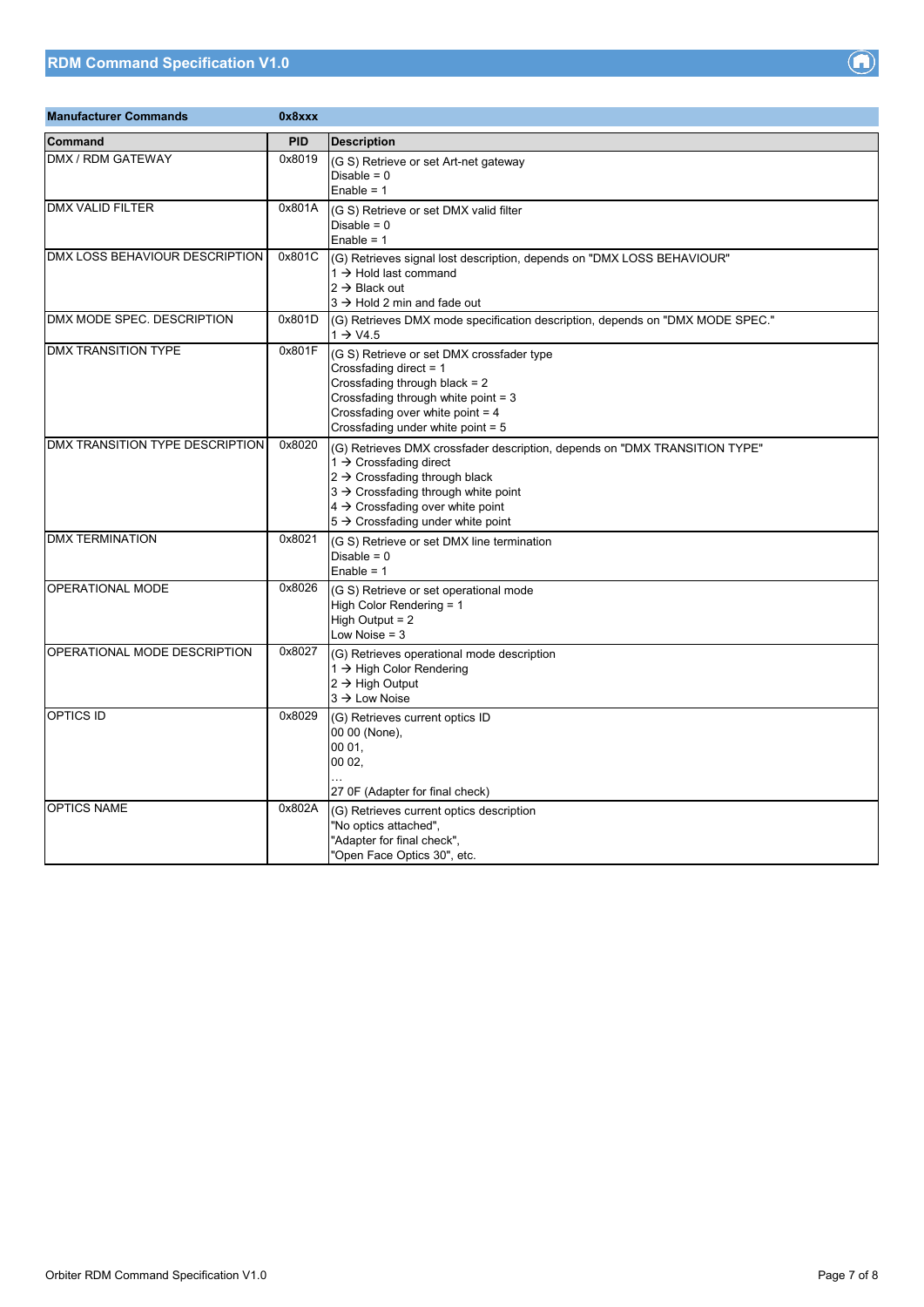| Manufacturer Commands | 0x8xxx | |
|---|---|---|
| **Command** | **PID** | **Description** |
| DMX / RDM GATEWAY | 0x8019 | (G S) Retrieve or set Art-net gateway<br>Disable = 0<br>Enable = 1 |
| DMX VALID FILTER | 0x801A | (G S) Retrieve or set DMX valid filter<br>Disable = 0<br>Enable = 1 |
| DMX LOSS BEHAVIOUR DESCRIPTION | 0x801C | (G) Retrieves signal lost description, depends on "DMX LOSS BEHAVIOUR"<br>1 → Hold last command<br>2 → Black out<br>3 → Hold 2 min and fade out |
| DMX MODE SPEC. DESCRIPTION | 0x801D | (G) Retrieves DMX mode specification description, depends on "DMX MODE SPEC."<br>1 → V4.5 |
| DMX TRANSITION TYPE | 0x801F | (G S) Retrieve or set DMX crossfader type<br>Crossfading direct = 1<br>Crossfading through black = 2<br>Crossfading through white point = 3<br>Crossfading over white point = 4<br>Crossfading under white point = 5 |
| DMX TRANSITION TYPE DESCRIPTION | 0x8020 | (G) Retrieves DMX crossfader description, depends on "DMX TRANSITION TYPE"<br>1 → Crossfading direct<br>2 → Crossfading through black<br>3 → Crossfading through white point<br>4 → Crossfading over white point<br>5 → Crossfading under white point |
| DMX TERMINATION | 0x8021 | (G S) Retrieve or set DMX line termination<br>Disable = 0<br>Enable = 1 |
| OPERATIONAL MODE | 0x8026 | (G S) Retrieve or set operational mode<br>High Color Rendering = 1<br>High Output = 2<br>Low Noise = 3 |
| OPERATIONAL MODE DESCRIPTION | 0x8027 | (G) Retrieves operational mode description<br>1 → High Color Rendering<br>2 → High Output<br>3 → Low Noise |
| OPTICS ID | 0x8029 | (G) Retrieves current optics ID<br>00 00 (None),<br>00 01,<br>00 02,<br>…<br>27 0F (Adapter for final check) |
| OPTICS NAME | 0x802A | (G) Retrieves current optics description<br>"No optics attached",<br>"Adapter for final check",<br>"Open Face Optics 30", etc. |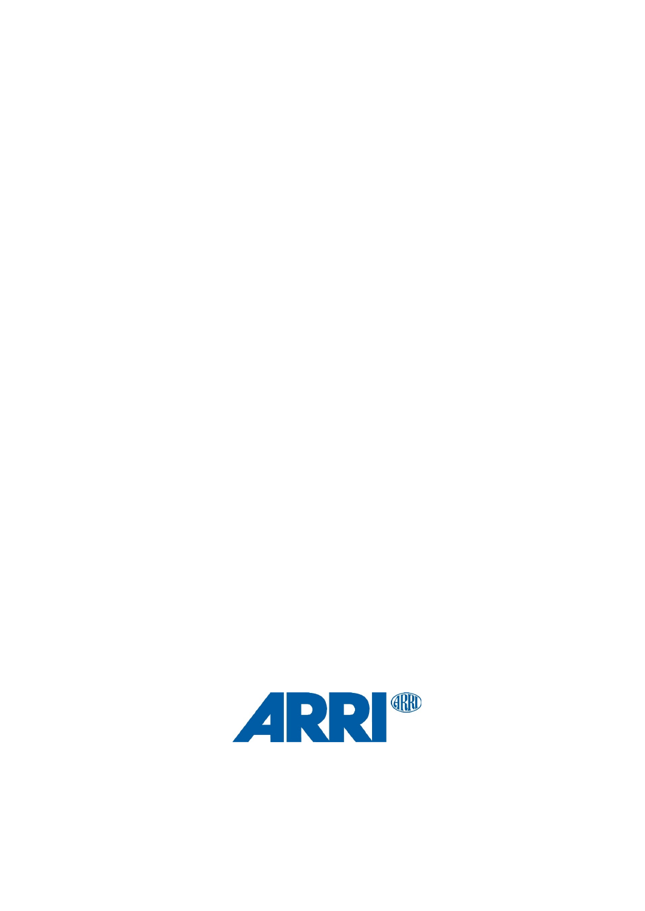ARRI